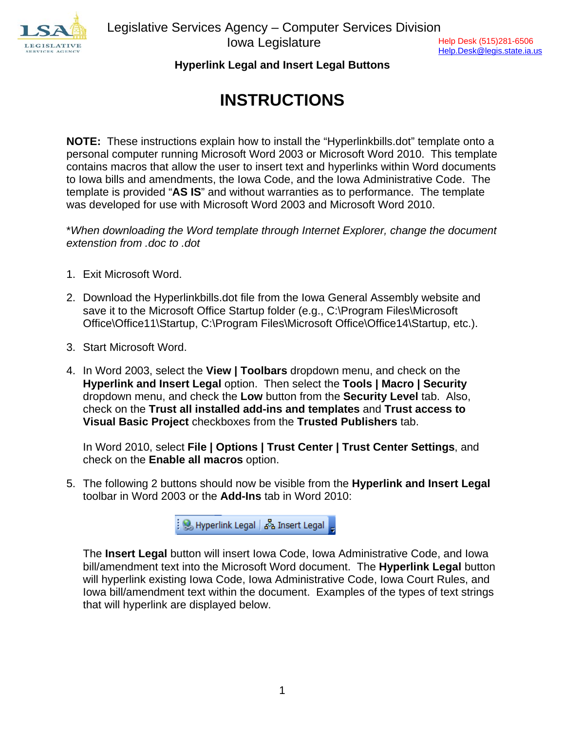Legislative Services Agency – Computer Services Division
Iowa Legislature

Help Desk (515)281-6506
Help.Desk@legis.state.ia.us

**Hyperlink Legal and Insert Legal Buttons**

# INSTRUCTIONS

**NOTE:** These instructions explain how to install the "Hyperlinkbills.dot" template onto a personal computer running Microsoft Word 2003 or Microsoft Word 2010. This template contains macros that allow the user to insert text and hyperlinks within Word documents to Iowa bills and amendments, the Iowa Code, and the Iowa Administrative Code. The template is provided "**AS IS**" and without warranties as to performance. The template was developed for use with Microsoft Word 2003 and Microsoft Word 2010.

*\*When downloading the Word template through Internet Explorer, change the document extenstion from .doc to .dot*

1. Exit Microsoft Word.

2. Download the Hyperlinkbills.dot file from the Iowa General Assembly website and save it to the Microsoft Office Startup folder (e.g., C:\Program Files\Microsoft Office\Office11\Startup, C:\Program Files\Microsoft Office\Office14\Startup, etc.).

3. Start Microsoft Word.

4. In Word 2003, select the **View | Toolbars** dropdown menu, and check on the **Hyperlink and Insert Legal** option. Then select the **Tools | Macro | Security** dropdown menu, and check the **Low** button from the **Security Level** tab. Also, check on the **Trust all installed add-ins and templates** and **Trust access to Visual Basic Project** checkboxes from the **Trusted Publishers** tab.

   In Word 2010, select **File | Options | Trust Center | Trust Center Settings**, and check on the **Enable all macros** option.

5. The following 2 buttons should now be visible from the **Hyperlink and Insert Legal** toolbar in Word 2003 or the **Add-Ins** tab in Word 2010:

   Hyperlink Legal | Insert Legal

   The **Insert Legal** button will insert Iowa Code, Iowa Administrative Code, and Iowa bill/amendment text into the Microsoft Word document. The **Hyperlink Legal** button will hyperlink existing Iowa Code, Iowa Administrative Code, Iowa Court Rules, and Iowa bill/amendment text within the document. Examples of the types of text strings that will hyperlink are displayed below.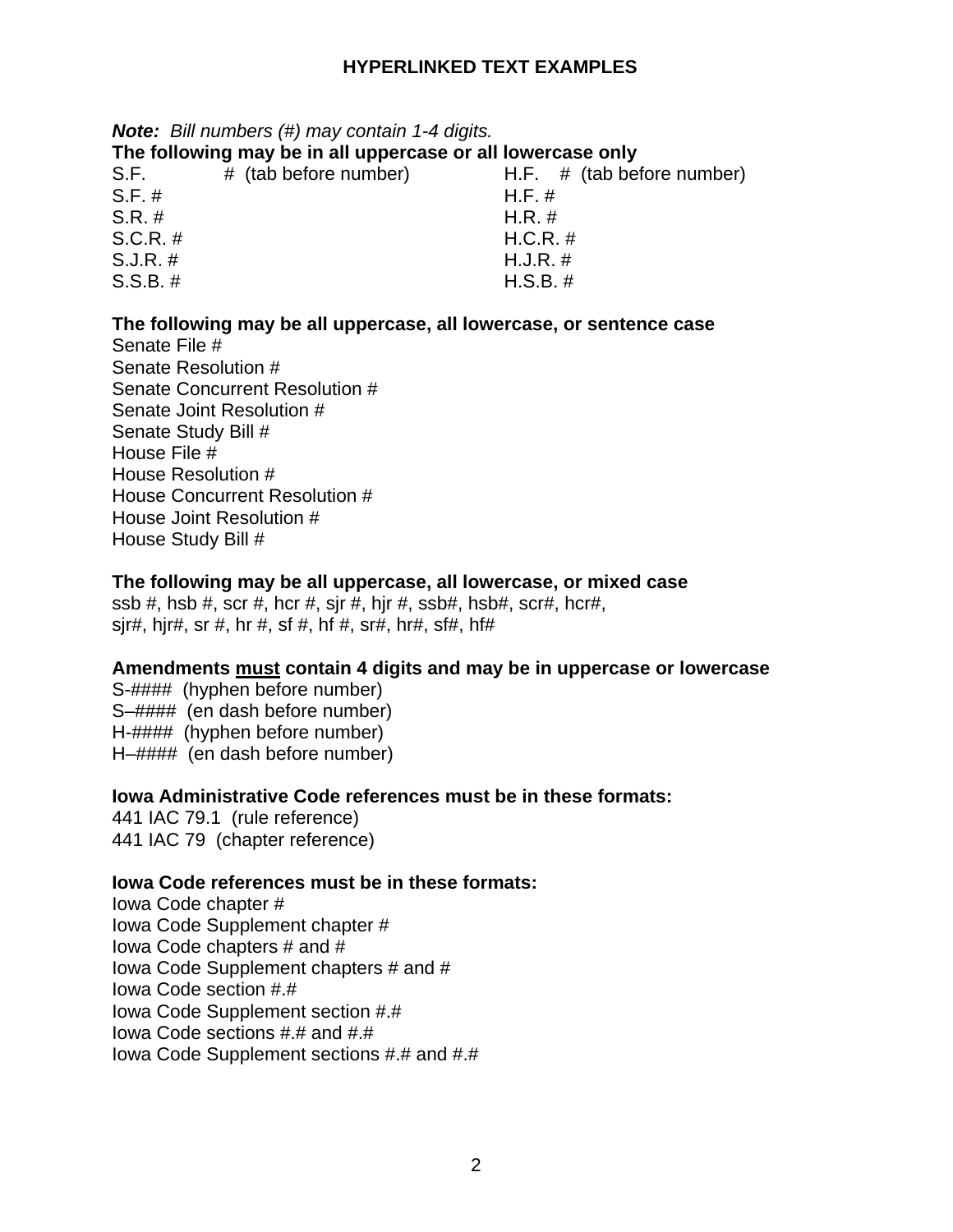# HYPERLINKED TEXT EXAMPLES

***Note:*** *Bill numbers (#) may contain 1-4 digits.*

**The following may be in all uppercase or all lowercase only**

| | |
|---|---|
| S.F. # (tab before number) | H.F. # (tab before number) |
| S.F. # | H.F. # |
| S.R. # | H.R. # |
| S.C.R. # | H.C.R. # |
| S.J.R. # | H.J.R. # |
| S.S.B. # | H.S.B. # |

**The following may be all uppercase, all lowercase, or sentence case**

Senate File #
Senate Resolution #
Senate Concurrent Resolution #
Senate Joint Resolution #
Senate Study Bill #
House File #
House Resolution #
House Concurrent Resolution #
House Joint Resolution #
House Study Bill #

**The following may be all uppercase, all lowercase, or mixed case**

ssb #, hsb #, scr #, hcr #, sjr #, hjr #, ssb#, hsb#, scr#, hcr#, sjr#, hjr#, sr #, hr #, sf #, hf #, sr#, hr#, sf#, hf#

**Amendments <u>must</u> contain 4 digits and may be in uppercase or lowercase**

S-#### (hyphen before number)
S–#### (en dash before number)
H-#### (hyphen before number)
H–#### (en dash before number)

**Iowa Administrative Code references must be in these formats:**

441 IAC 79.1 (rule reference)
441 IAC 79 (chapter reference)

**Iowa Code references must be in these formats:**

Iowa Code chapter #
Iowa Code Supplement chapter #
Iowa Code chapters # and #
Iowa Code Supplement chapters # and #
Iowa Code section #.#
Iowa Code Supplement section #.#
Iowa Code sections #.# and #.#
Iowa Code Supplement sections #.# and #.#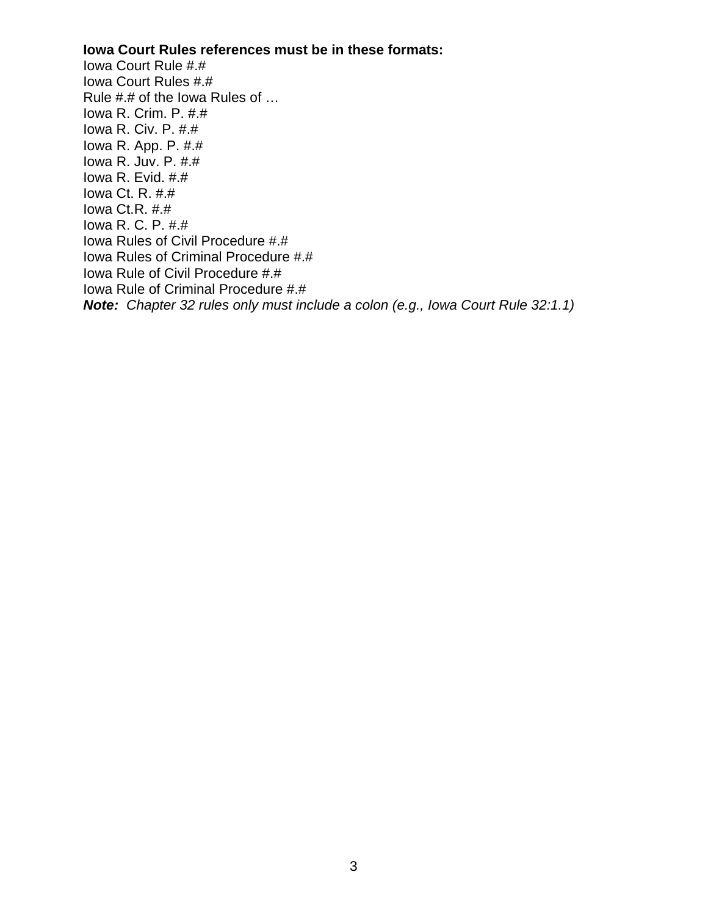**Iowa Court Rules references must be in these formats:**

Iowa Court Rule #.#
Iowa Court Rules #.#
Rule #.# of the Iowa Rules of …
Iowa R. Crim. P. #.#
Iowa R. Civ. P. #.#
Iowa R. App. P. #.#
Iowa R. Juv. P. #.#
Iowa R. Evid. #.#
Iowa Ct. R. #.#
Iowa Ct.R. #.#
Iowa R. C. P. #.#
Iowa Rules of Civil Procedure #.#
Iowa Rules of Criminal Procedure #.#
Iowa Rule of Civil Procedure #.#
Iowa Rule of Criminal Procedure #.#

***Note:*** *Chapter 32 rules only must include a colon (e.g., Iowa Court Rule 32:1.1)*